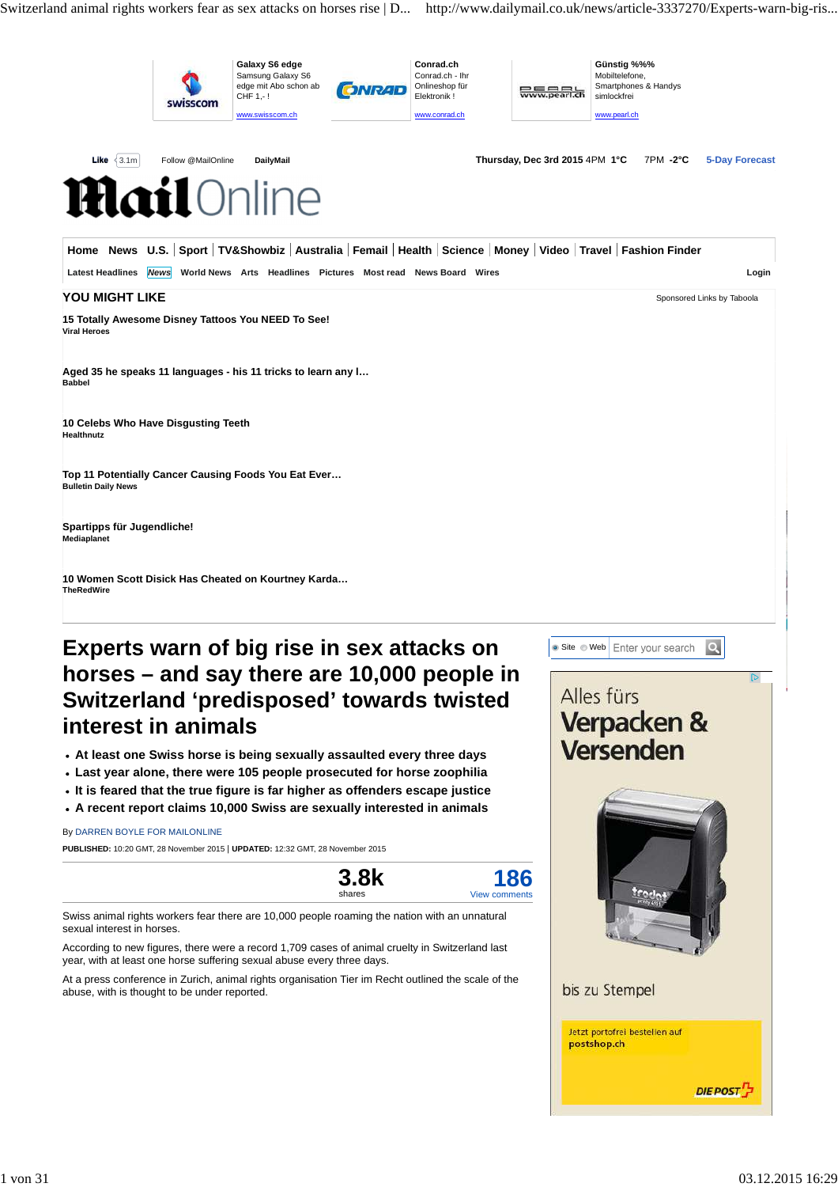# Experts warn of big rise in sex attacks on horses – and say there are 10,000 people in Switzerland 'predisposed' towards twisted interest in animals

- At least one Swiss horse is being sexually assaulted every three days
- Last year alone, there were 105 people prosecuted for horse zoophilia
- It is feared that the true figure is far higher as offenders escape justice
- A recent report claims 10,000 Swiss are sexually interested in animals

By DARREN BOYLE FOR MAILONLINE

**PUBLISHED:** 10:20 GMT, 28 November 2015 | **UPDATED:** 12:32 GMT, 28 November 2015

3.8k shares | 186 View comments

Swiss animal rights workers fear there are 10,000 people roaming the nation with an unnatural sexual interest in horses.

According to new figures, there were a record 1,709 cases of animal cruelty in Switzerland last year, with at least one horse suffering sexual abuse every three days.

At a press conference in Zurich, animal rights organisation Tier im Recht outlined the scale of the abuse, with is thought to be under reported.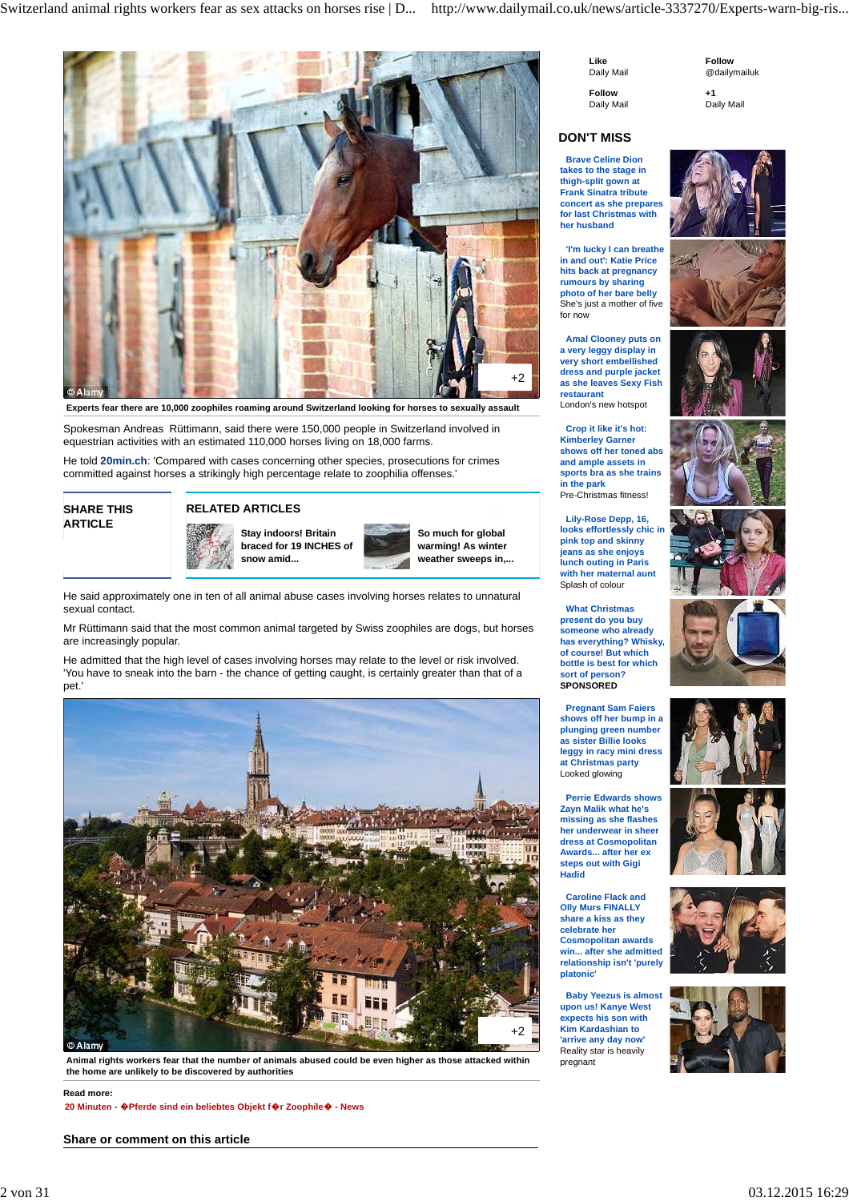© Alamy

+2

**Experts fear there are 10,000 zoophiles roaming around Switzerland looking for horses to sexually assault**

Spokesman Andreas Rüttimann, said there were 150,000 people in Switzerland involved in equestrian activities with an estimated 110,000 horses living on 18,000 farms.

He told **20min.ch**: 'Compared with cases concerning other species, prosecutions for crimes committed against horses a strikingly high percentage relate to zoophilia offenses.'

**SHARE THIS ARTICLE**

**RELATED ARTICLES**

**Stay indoors! Britain braced for 19 INCHES of snow amid...**

**So much for global warming! As winter weather sweeps in,...**

He said approximately one in ten of all animal abuse cases involving horses relates to unnatural sexual contact.

Mr Rüttimann said that the most common animal targeted by Swiss zoophiles are dogs, but horses are increasingly popular.

He admitted that the high level of cases involving horses may relate to the level or risk involved. 'You have to sneak into the barn - the chance of getting caught, is certainly greater than that of a pet.'

© Alamy

+2

**Animal rights workers fear that the number of animals abused could be even higher as those attacked within the home are unlikely to be discovered by authorities**

**Read more:**

**20 Minuten - �Pferde sind ein beliebtes Objekt f�r Zoophile� - News**

## Share or comment on this article

**Like** Daily Mail

**Follow** @dailymailuk

**Follow** Daily Mail

**+1** Daily Mail

## DON'T MISS

**Brave Celine Dion takes to the stage in thigh-split gown at Frank Sinatra tribute concert as she prepares for last Christmas with her husband**

**'I'm lucky I can breathe in and out': Katie Price hits back at pregnancy rumours by sharing photo of her bare belly**
She's just a mother of five for now

**Amal Clooney puts on a very leggy display in very short embellished dress and purple jacket as she leaves Sexy Fish restaurant**
London's new hotspot

**Crop it like it's hot: Kimberley Garner shows off her toned abs and ample assets in sports bra as she trains in the park**
Pre-Christmas fitness!

**Lily-Rose Depp, 16, looks effortlessly chic in pink top and skinny jeans as she enjoys lunch outing in Paris with her maternal aunt**
Splash of colour

**What Christmas present do you buy someone who already has everything? Whisky, of course! But which bottle is best for which sort of person?**
**SPONSORED**

**Pregnant Sam Faiers shows off her bump in a plunging green number as sister Billie looks leggy in racy mini dress at Christmas party**
Looked glowing

**Perrie Edwards shows Zayn Malik what he's missing as she flashes her underwear in sheer dress at Cosmopolitan Awards... after her ex steps out with Gigi Hadid**

**Caroline Flack and Olly Murs FINALLY share a kiss as they celebrate her Cosmopolitan awards win... after she admitted relationship isn't 'purely platonic'**

**Baby Yeezus is almost upon us! Kanye West expects his son with Kim Kardashian to 'arrive any day now'**
Reality star is heavily pregnant